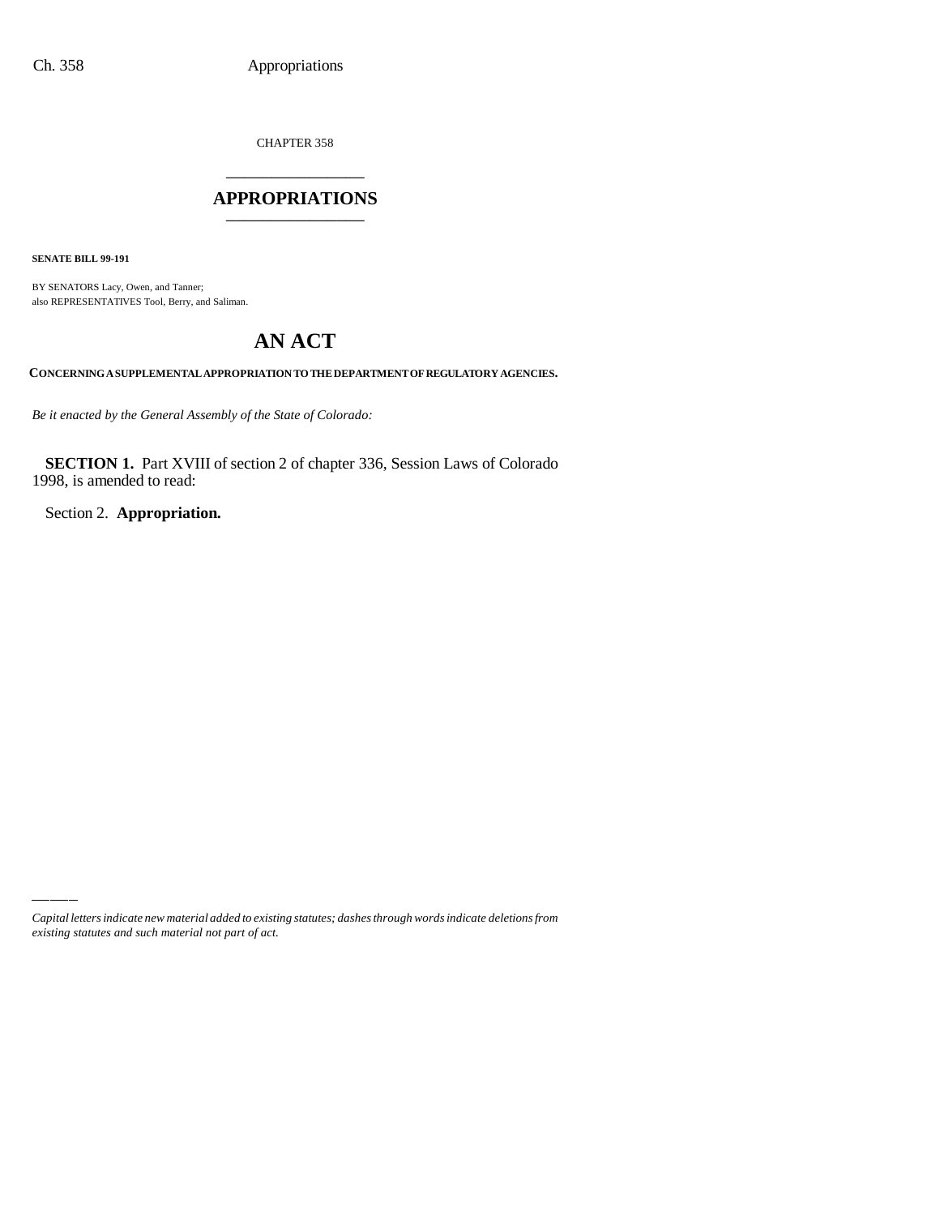CHAPTER 358

# APPROPRIATIONS

**SENATE BILL 99-191**

BY SENATORS Lacy, Owen, and Tanner;
also REPRESENTATIVES Tool, Berry, and Saliman.

# AN ACT

**CONCERNING A SUPPLEMENTAL APPROPRIATION TO THE DEPARTMENT OF REGULATORY AGENCIES.**

*Be it enacted by the General Assembly of the State of Colorado:*

**SECTION 1.** Part XVIII of section 2 of chapter 336, Session Laws of Colorado 1998, is amended to read:

Section 2. **Appropriation.**

*Capital letters indicate new material added to existing statutes; dashes through words indicate deletions from existing statutes and such material not part of act.*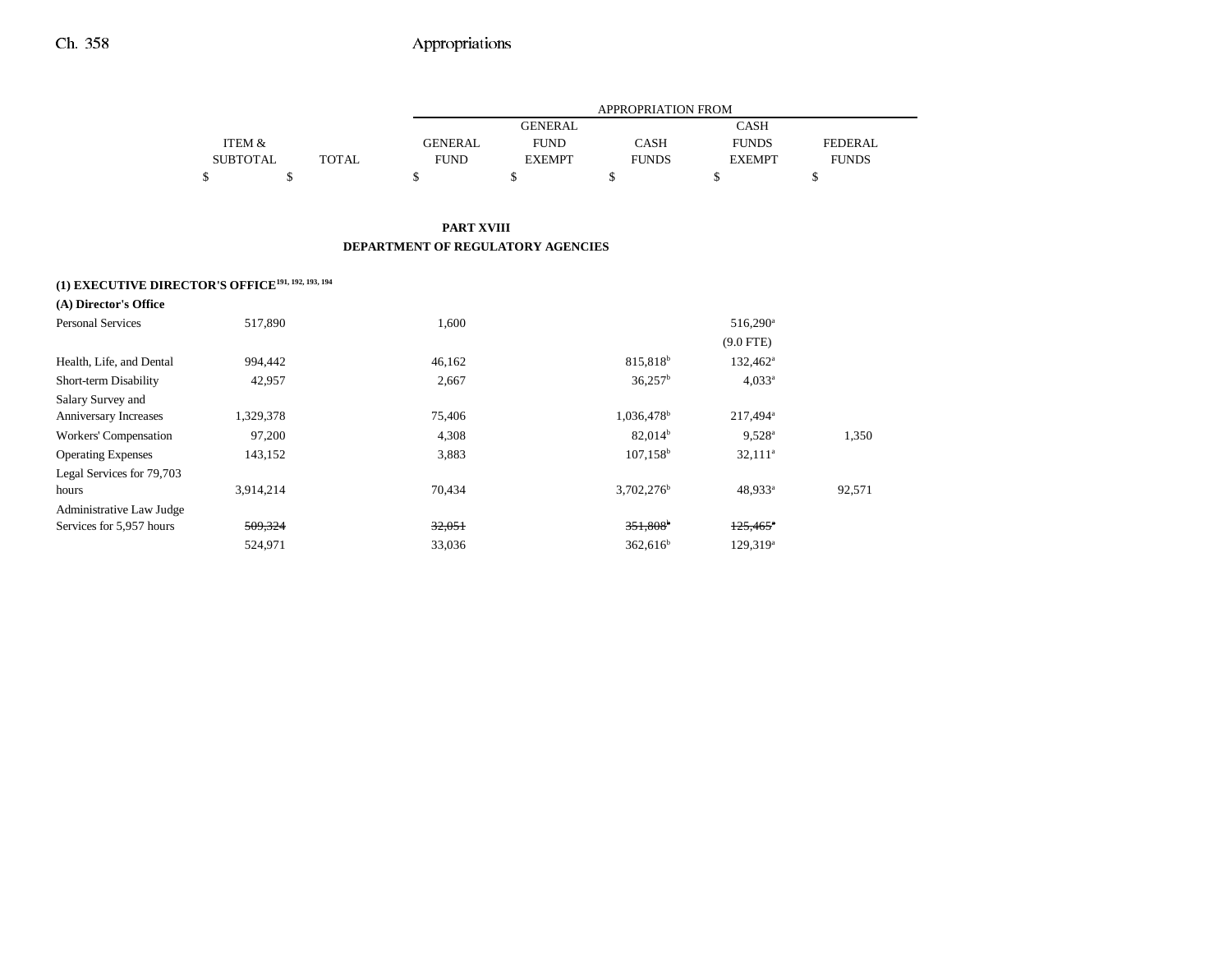| | ITEM & SUBTOTAL | TOTAL | GENERAL FUND | GENERAL FUND EXEMPT | CASH FUNDS | CASH FUNDS EXEMPT | FEDERAL FUNDS |
|---|---|---|---|---|---|---|---|
| | | | APPROPRIATION FROM | | | | |
| | $ | $ | $ | $ | $ | $ | $ |

**PART XVIII**

**DEPARTMENT OF REGULATORY AGENCIES**

**(1) EXECUTIVE DIRECTOR'S OFFICE**[191, 192, 193, 194]

**(A) Director's Office**

| | ITEM & SUBTOTAL | TOTAL | GENERAL FUND | GENERAL FUND EXEMPT | CASH FUNDS | CASH FUNDS EXEMPT | FEDERAL FUNDS |
|---|---|---|---|---|---|---|---|
| Personal Services | 517,890 | | 1,600 | | | 516,290[a] | |
| | | | | | | (9.0 FTE) | |
| Health, Life, and Dental | 994,442 | | 46,162 | | 815,818[b] | 132,462[a] | |
| Short-term Disability | 42,957 | | 2,667 | | 36,257[b] | 4,033[a] | |
| Salary Survey and Anniversary Increases | 1,329,378 | | 75,406 | | 1,036,478[b] | 217,494[a] | |
| Workers' Compensation | 97,200 | | 4,308 | | 82,014[b] | 9,528[a] | 1,350 |
| Operating Expenses | 143,152 | | 3,883 | | 107,158[b] | 32,111[a] | |
| Legal Services for 79,703 hours | 3,914,214 | | 70,434 | | 3,702,276[b] | 48,933[a] | 92,571 |
| Administrative Law Judge Services for 5,957 hours | ~~509,324~~ | | ~~32,051~~ | | ~~351,808[b]~~ | ~~125,465[a]~~ | |
| | 524,971 | | 33,036 | | 362,616[b] | 129,319[a] | |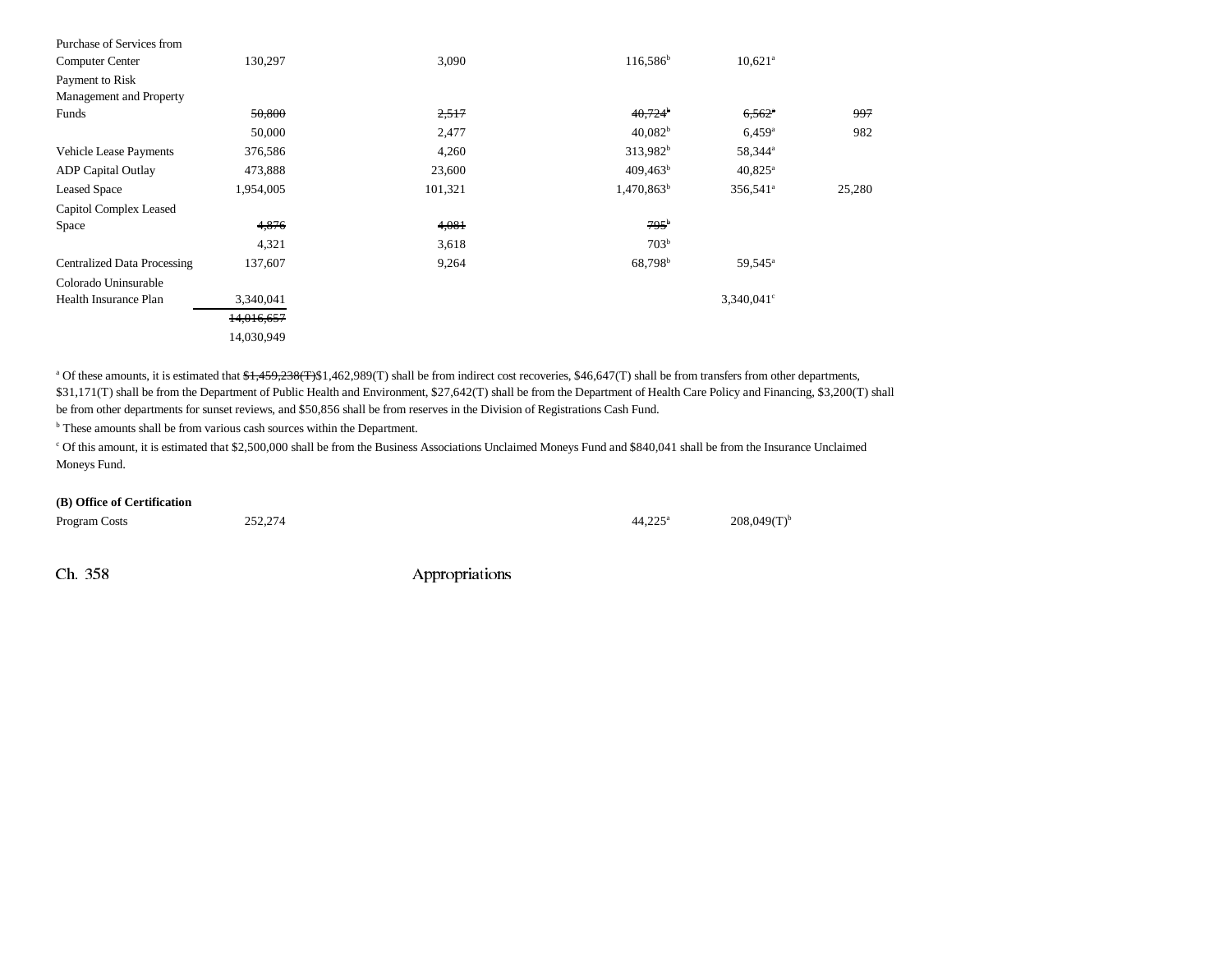| | | | | | |
|---|---|---|---|---|---|
| Purchase of Services from Computer Center | 130,297 | 3,090 | 116,586[b] | 10,621[a] | |
| Payment to Risk Management and Property Funds | ~~50,800~~ | ~~2,517~~ | ~~40,724[b]~~ | ~~6,562[a]~~ | ~~997~~ |
| | 50,000 | 2,477 | 40,082[b] | 6,459[a] | 982 |
| Vehicle Lease Payments | 376,586 | 4,260 | 313,982[b] | 58,344[a] | |
| ADP Capital Outlay | 473,888 | 23,600 | 409,463[b] | 40,825[a] | |
| Leased Space | 1,954,005 | 101,321 | 1,470,863[b] | 356,541[a] | 25,280 |
| Capitol Complex Leased Space | ~~4,876~~ | ~~4,081~~ | ~~795[b]~~ | | |
| | 4,321 | 3,618 | 703[b] | | |
| Centralized Data Processing | 137,607 | 9,264 | 68,798[b] | 59,545[a] | |
| Colorado Uninsurable Health Insurance Plan | 3,340,041 | | | 3,340,041[c] | |
| | ~~14,016,657~~ | | | | |
| | 14,030,949 | | | | |

[a] Of these amounts, it is estimated that ~~$1,459,238(T)~~$1,462,989(T) shall be from indirect cost recoveries, $46,647(T) shall be from transfers from other departments, $31,171(T) shall be from the Department of Public Health and Environment, $27,642(T) shall be from the Department of Health Care Policy and Financing, $3,200(T) shall be from other departments for sunset reviews, and $50,856 shall be from reserves in the Division of Registrations Cash Fund.

[b] These amounts shall be from various cash sources within the Department.

[c] Of this amount, it is estimated that $2,500,000 shall be from the Business Associations Unclaimed Moneys Fund and $840,041 shall be from the Insurance Unclaimed Moneys Fund.

**(B) Office of Certification**

| | | | | | |
|---|---|---|---|---|---|
| Program Costs | 252,274 | | 44,225[a] | 208,049(T)[b] | |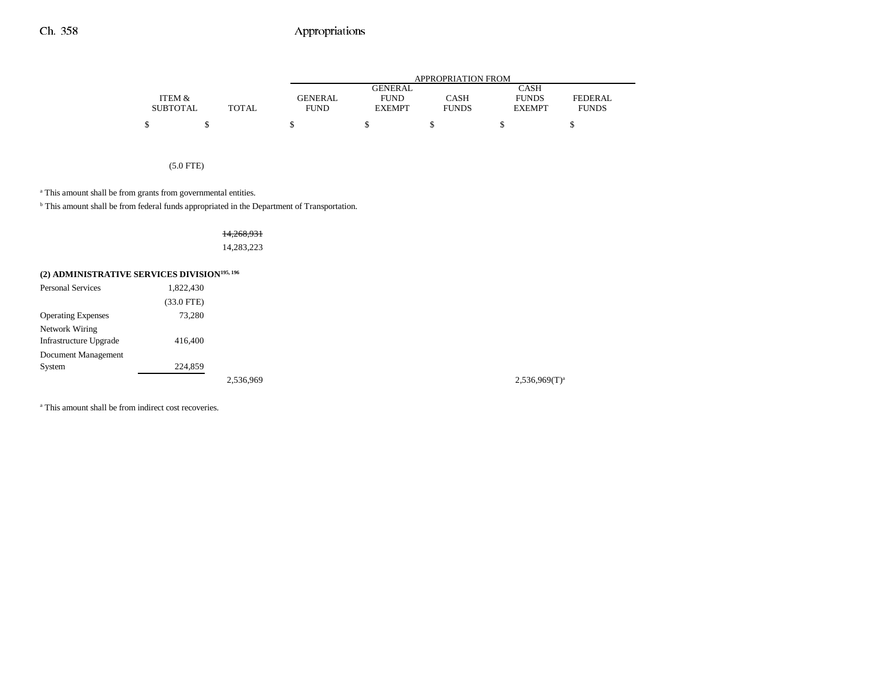| | ITEM & SUBTOTAL | TOTAL | GENERAL FUND | GENERAL FUND EXEMPT | CASH FUNDS | CASH FUNDS EXEMPT | FEDERAL FUNDS |
|---|---|---|---|---|---|---|---|
| | $ | $ | $ | $ | $ | $ | $ |
| | (5.0 FTE) | | | | | | |

[a] This amount shall be from grants from governmental entities.

[b] This amount shall be from federal funds appropriated in the Department of Transportation.

| | ITEM & SUBTOTAL | TOTAL | GENERAL FUND | GENERAL FUND EXEMPT | CASH FUNDS | CASH FUNDS EXEMPT | FEDERAL FUNDS |
|---|---|---|---|---|---|---|---|
| | | ~~14,268,931~~ 14,283,223 | | | | | |
| **(2) ADMINISTRATIVE SERVICES DIVISION[195, 196]** | | | | | | | |
| Personal Services | 1,822,430 | | | | | | |
| | (33.0 FTE) | | | | | | |
| Operating Expenses | 73,280 | | | | | | |
| Network Wiring Infrastructure Upgrade | 416,400 | | | | | | |
| Document Management System | 224,859 | | | | | | |
| | | 2,536,969 | | | | 2,536,969(T)[a] | |

[a] This amount shall be from indirect cost recoveries.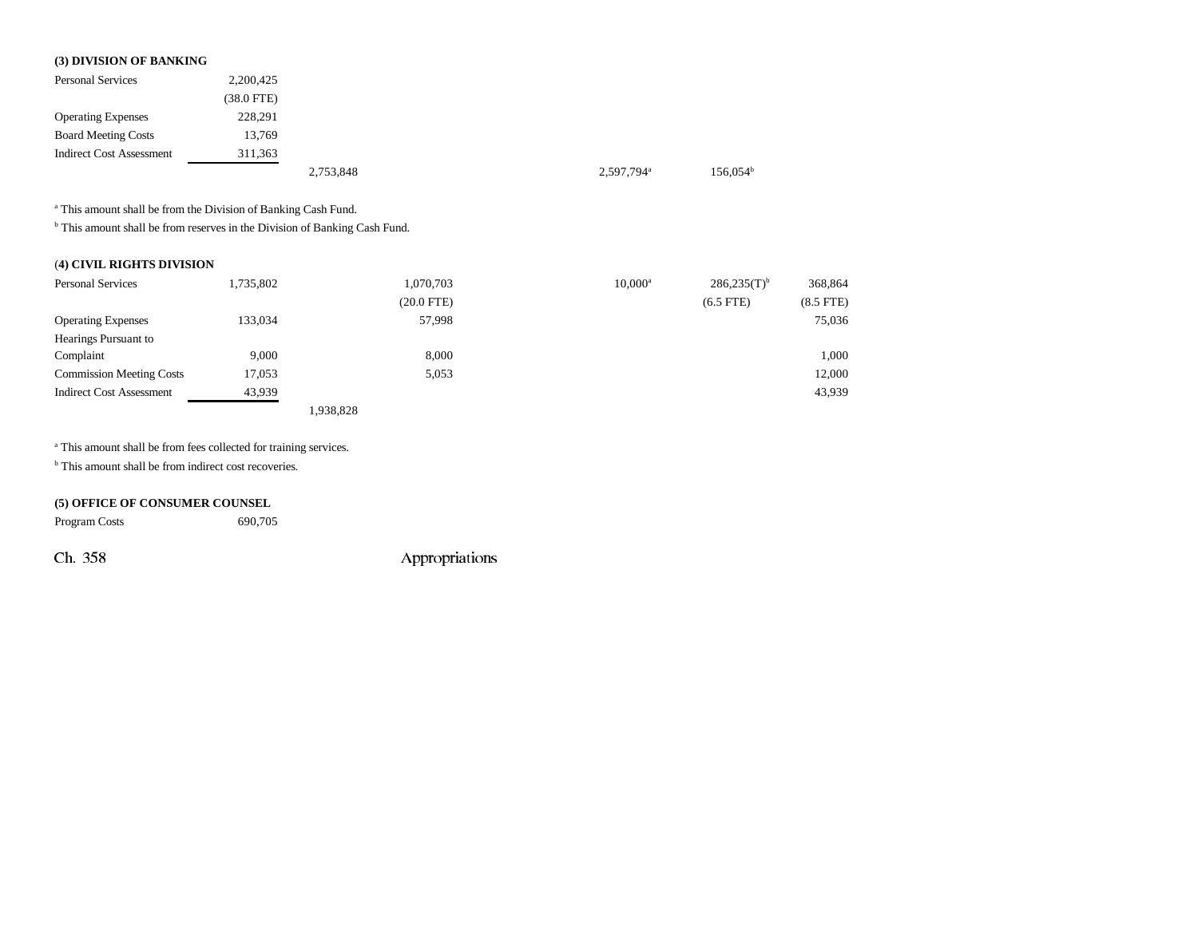**(3) DIVISION OF BANKING**

| | | | | | | | |
|---|---|---|---|---|---|---|---|
| Personal Services | 2,200,425 | | | | | | |
| | (38.0 FTE) | | | | | | |
| Operating Expenses | 228,291 | | | | | | |
| Board Meeting Costs | 13,769 | | | | | | |
| Indirect Cost Assessment | 311,363 | | | | | | |
| | | 2,753,848 | | | 2,597,794[a] | 156,054[b] | |

[a] This amount shall be from the Division of Banking Cash Fund.
[b] This amount shall be from reserves in the Division of Banking Cash Fund.

**(4) CIVIL RIGHTS DIVISION**

| | | | | | | | |
|---|---|---|---|---|---|---|---|
| Personal Services | 1,735,802 | | 1,070,703 | | 10,000[a] | 286,235(T)[b] | 368,864 |
| | | | (20.0 FTE) | | | (6.5 FTE) | (8.5 FTE) |
| Operating Expenses | 133,034 | | 57,998 | | | | 75,036 |
| Hearings Pursuant to Complaint | 9,000 | | 8,000 | | | | 1,000 |
| Commission Meeting Costs | 17,053 | | 5,053 | | | | 12,000 |
| Indirect Cost Assessment | 43,939 | | | | | | 43,939 |
| | | 1,938,828 | | | | | |

[a] This amount shall be from fees collected for training services.
[b] This amount shall be from indirect cost recoveries.

**(5) OFFICE OF CONSUMER COUNSEL**

| | |
|---|---|
| Program Costs | 690,705 |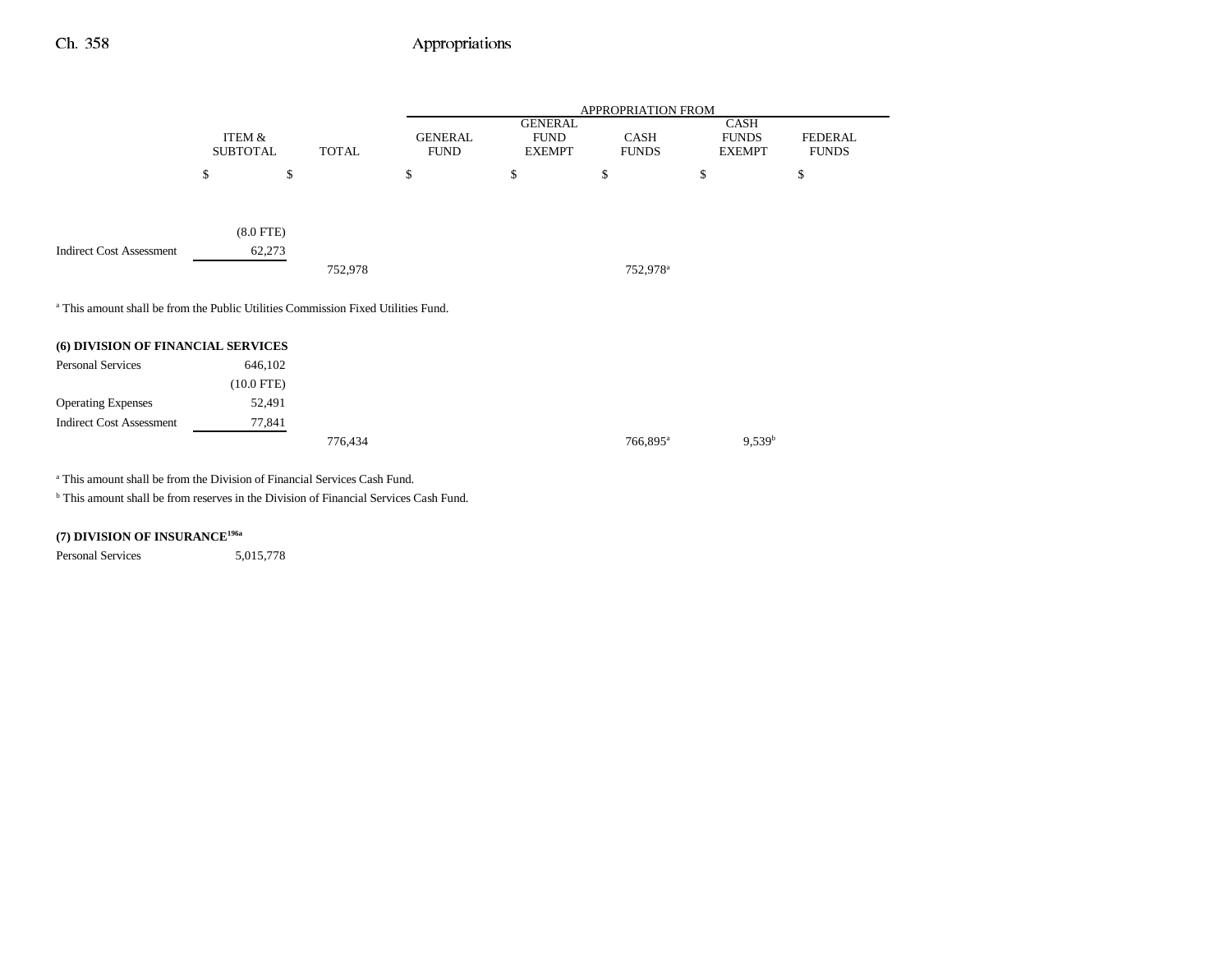| | ITEM & SUBTOTAL | TOTAL | APPROPRIATION FROM GENERAL FUND | GENERAL FUND EXEMPT | CASH FUNDS | CASH FUNDS EXEMPT | FEDERAL FUNDS |
|---|---|---|---|---|---|---|---|
| | $ | $ | $ | $ | $ | $ | $ |
| | (8.0 FTE) | | | | | | |
| Indirect Cost Assessment | 62,273 | | | | | | |
| | | 752,978 | | | 752,978[a] | | |

[a] This amount shall be from the Public Utilities Commission Fixed Utilities Fund.

**(6) DIVISION OF FINANCIAL SERVICES**

| | ITEM & SUBTOTAL | TOTAL | GENERAL FUND | GENERAL FUND EXEMPT | CASH FUNDS | CASH FUNDS EXEMPT | FEDERAL FUNDS |
|---|---|---|---|---|---|---|---|
| Personal Services | 646,102 | | | | | | |
| | (10.0 FTE) | | | | | | |
| Operating Expenses | 52,491 | | | | | | |
| Indirect Cost Assessment | 77,841 | | | | | | |
| | | 776,434 | | | 766,895[a] | 9,539[b] | |

[a] This amount shall be from the Division of Financial Services Cash Fund.

[b] This amount shall be from reserves in the Division of Financial Services Cash Fund.

**(7) DIVISION OF INSURANCE[196a]**

| | ITEM & SUBTOTAL | TOTAL | GENERAL FUND | GENERAL FUND EXEMPT | CASH FUNDS | CASH FUNDS EXEMPT | FEDERAL FUNDS |
|---|---|---|---|---|---|---|---|
| Personal Services | 5,015,778 | | | | | | |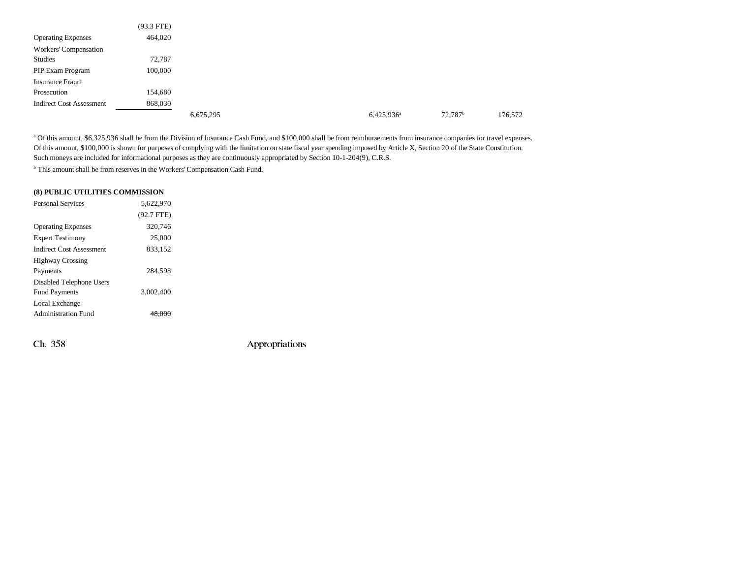| | | | | | | |
|---|---|---|---|---|---|---|
| | (93.3 FTE) | | | | | |
| Operating Expenses | 464,020 | | | | | |
| Workers' Compensation Studies | 72,787 | | | | | |
| PIP Exam Program | 100,000 | | | | | |
| Insurance Fraud Prosecution | 154,680 | | | | | |
| Indirect Cost Assessment | 868,030 | | | | | |
| | | 6,675,295 | | 6,425,936[a] | 72,787[b] | 176,572 |

[a] Of this amount, $6,325,936 shall be from the Division of Insurance Cash Fund, and $100,000 shall be from reimbursements from insurance companies for travel expenses. Of this amount, $100,000 is shown for purposes of complying with the limitation on state fiscal year spending imposed by Article X, Section 20 of the State Constitution. Such moneys are included for informational purposes as they are continuously appropriated by Section 10-1-204(9), C.R.S.

[b] This amount shall be from reserves in the Workers' Compensation Cash Fund.

**(8) PUBLIC UTILITIES COMMISSION**

| | |
|---|---|
| Personal Services | 5,622,970 |
| | (92.7 FTE) |
| Operating Expenses | 320,746 |
| Expert Testimony | 25,000 |
| Indirect Cost Assessment | 833,152 |
| Highway Crossing Payments | 284,598 |
| Disabled Telephone Users Fund Payments | 3,002,400 |
| Local Exchange Administration Fund | ~~48,000~~ |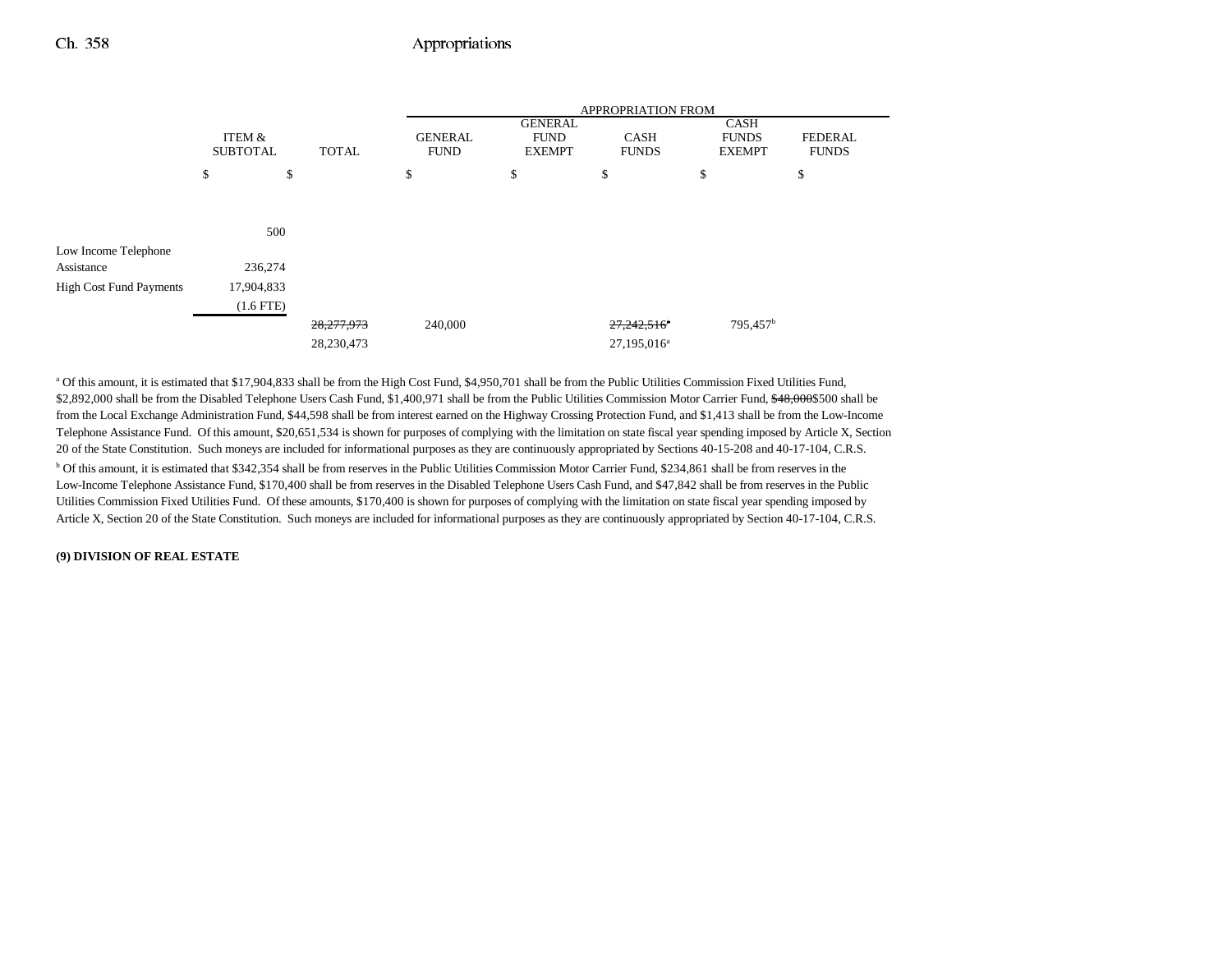| | ITEM & SUBTOTAL | TOTAL | GENERAL FUND | GENERAL FUND EXEMPT | CASH FUNDS | CASH FUNDS EXEMPT | FEDERAL FUNDS |
|---|---|---|---|---|---|---|---|
| | | | APPROPRIATION FROM | | | | |
| | $ | $ | $ | $ | $ | $ | $ |
| | 500 | | | | | | |
| Low Income Telephone Assistance | 236,274 | | | | | | |
| High Cost Fund Payments | 17,904,833 | | | | | | |
| | (1.6 FTE) | | | | | | |
| | | ~~28,277,973~~ | 240,000 | | ~~27,242,516~~[a] | 795,457[b] | |
| | | 28,230,473 | | | 27,195,016[a] | | |

[a] Of this amount, it is estimated that $17,904,833 shall be from the High Cost Fund, $4,950,701 shall be from the Public Utilities Commission Fixed Utilities Fund, $2,892,000 shall be from the Disabled Telephone Users Cash Fund, $1,400,971 shall be from the Public Utilities Commission Motor Carrier Fund, ~~$48,000~~$500 shall be from the Local Exchange Administration Fund, $44,598 shall be from interest earned on the Highway Crossing Protection Fund, and $1,413 shall be from the Low-Income Telephone Assistance Fund. Of this amount, $20,651,534 is shown for purposes of complying with the limitation on state fiscal year spending imposed by Article X, Section 20 of the State Constitution. Such moneys are included for informational purposes as they are continuously appropriated by Sections 40-15-208 and 40-17-104, C.R.S.

[b] Of this amount, it is estimated that $342,354 shall be from reserves in the Public Utilities Commission Motor Carrier Fund, $234,861 shall be from reserves in the Low-Income Telephone Assistance Fund, $170,400 shall be from reserves in the Disabled Telephone Users Cash Fund, and $47,842 shall be from reserves in the Public Utilities Commission Fixed Utilities Fund. Of these amounts, $170,400 is shown for purposes of complying with the limitation on state fiscal year spending imposed by Article X, Section 20 of the State Constitution. Such moneys are included for informational purposes as they are continuously appropriated by Section 40-17-104, C.R.S.

**(9) DIVISION OF REAL ESTATE**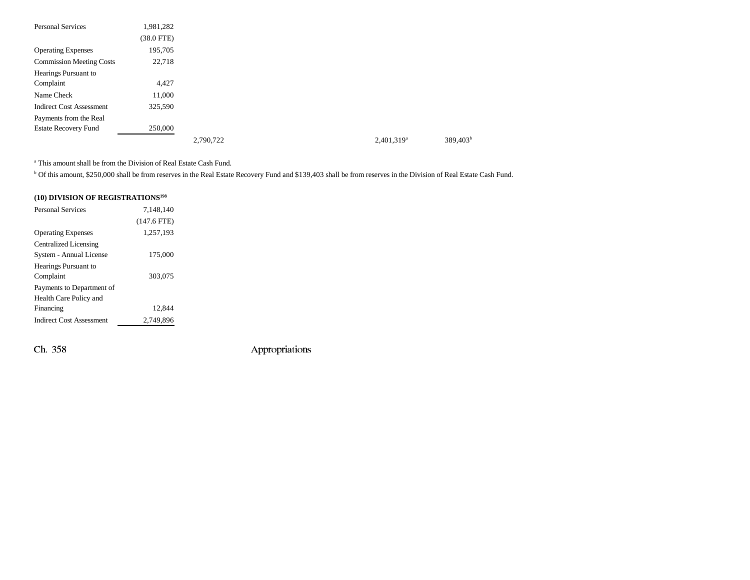| | | | | | |
|---|---|---|---|---|---|
| Personal Services | 1,981,282 | | | | |
| | (38.0 FTE) | | | | |
| Operating Expenses | 195,705 | | | | |
| Commission Meeting Costs | 22,718 | | | | |
| Hearings Pursuant to Complaint | 4,427 | | | | |
| Name Check | 11,000 | | | | |
| Indirect Cost Assessment | 325,590 | | | | |
| Payments from the Real Estate Recovery Fund | 250,000 | | | | |
| | | 2,790,722 | | 2,401,319[a] | 389,403[b] |

[a] This amount shall be from the Division of Real Estate Cash Fund.

[b] Of this amount, $250,000 shall be from reserves in the Real Estate Recovery Fund and $139,403 shall be from reserves in the Division of Real Estate Cash Fund.

**(10) DIVISION OF REGISTRATIONS[198]**

| | |
|---|---|
| Personal Services | 7,148,140 |
| | (147.6 FTE) |
| Operating Expenses | 1,257,193 |
| Centralized Licensing System - Annual License | 175,000 |
| Hearings Pursuant to Complaint | 303,075 |
| Payments to Department of Health Care Policy and Financing | 12,844 |
| Indirect Cost Assessment | 2,749,896 |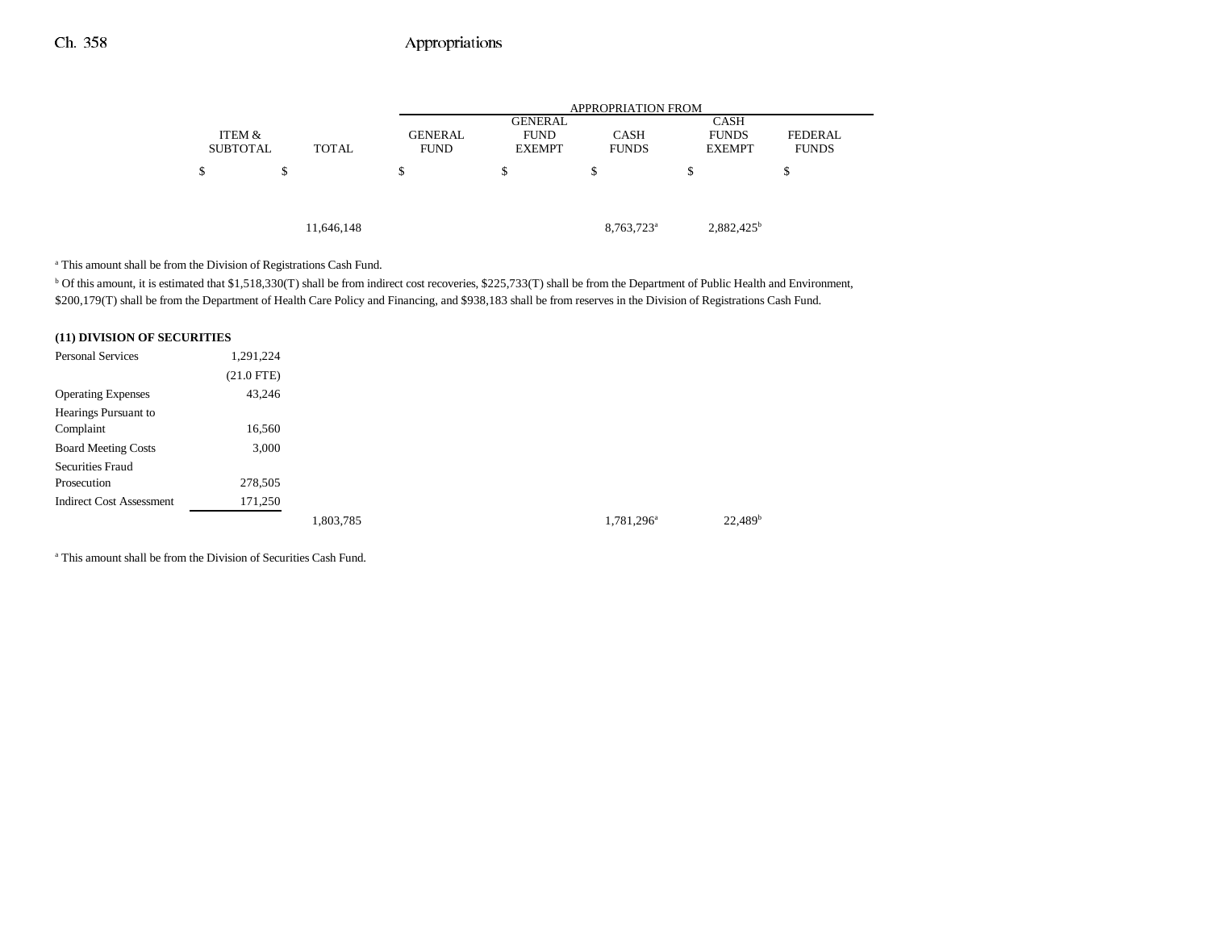| | ITEM & SUBTOTAL | TOTAL | GENERAL FUND | GENERAL FUND EXEMPT | CASH FUNDS | CASH FUNDS EXEMPT | FEDERAL FUNDS |
|---|---|---|---|---|---|---|---|
| | | | APPROPRIATION FROM | | | | |
| | $ | $ | $ | $ | $ | $ | $ |
| | | 11,646,148 | | | 8,763,723[a] | 2,882,425[b] | |

[a] This amount shall be from the Division of Registrations Cash Fund.

[b] Of this amount, it is estimated that $1,518,330(T) shall be from indirect cost recoveries, $225,733(T) shall be from the Department of Public Health and Environment, $200,179(T) shall be from the Department of Health Care Policy and Financing, and $938,183 shall be from reserves in the Division of Registrations Cash Fund.

**(11) DIVISION OF SECURITIES**

| | ITEM & SUBTOTAL | TOTAL | GENERAL FUND | GENERAL FUND EXEMPT | CASH FUNDS | CASH FUNDS EXEMPT | FEDERAL FUNDS |
|---|---|---|---|---|---|---|---|
| Personal Services | 1,291,224 | | | | | | |
| | (21.0 FTE) | | | | | | |
| Operating Expenses | 43,246 | | | | | | |
| Hearings Pursuant to Complaint | 16,560 | | | | | | |
| Board Meeting Costs | 3,000 | | | | | | |
| Securities Fraud Prosecution | 278,505 | | | | | | |
| Indirect Cost Assessment | 171,250 | | | | | | |
| | | 1,803,785 | | | 1,781,296[a] | 22,489[b] | |

[a] This amount shall be from the Division of Securities Cash Fund.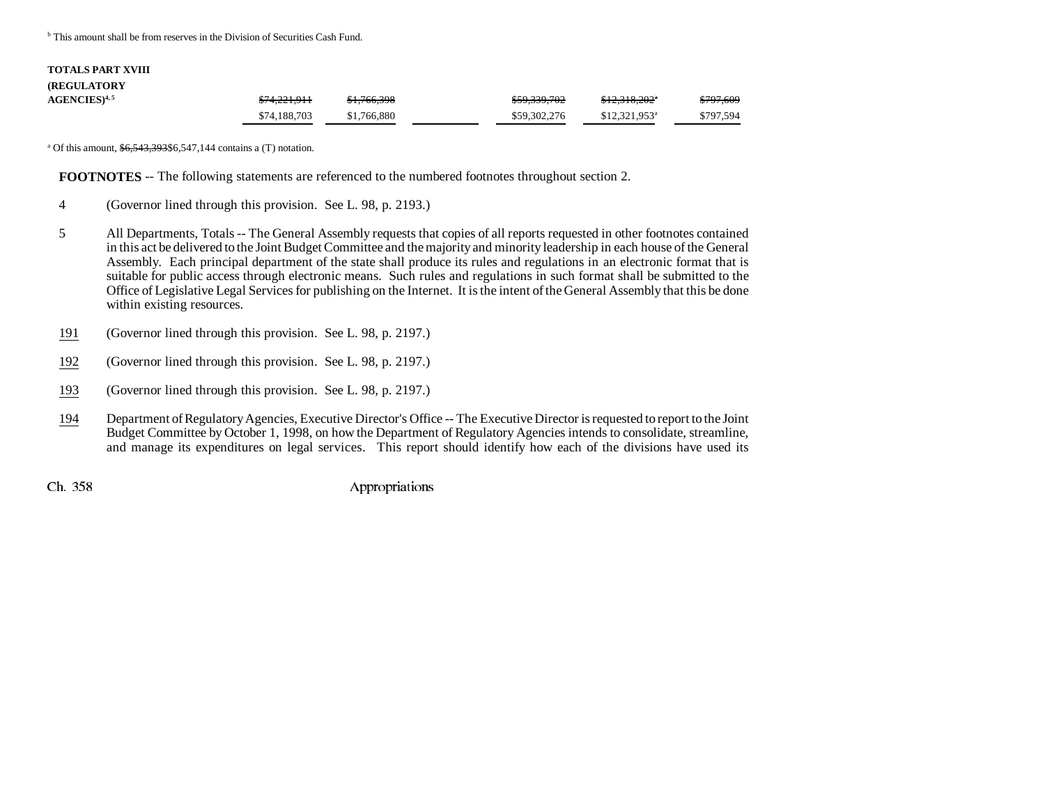[b] This amount shall be from reserves in the Division of Securities Cash Fund.

| | | | | | | |
|---|---|---|---|---|---|---|
| **TOTALS PART XVIII (REGULATORY AGENCIES)[4, 5]** | ~~$74,221,911~~ | ~~$1,766,398~~ | | ~~$59,339,702~~ | ~~$12,318,202[a]~~ | ~~$797,609~~ |
| | $74,188,703 | $1,766,880 | | $59,302,276 | $12,321,953[a] | $797,594 |

[a] Of this amount, ~~$6,543,393~~$6,547,144 contains a (T) notation.

**FOOTNOTES** -- The following statements are referenced to the numbered footnotes throughout section 2.

4 (Governor lined through this provision. See L. 98, p. 2193.)

5 All Departments, Totals -- The General Assembly requests that copies of all reports requested in other footnotes contained in this act be delivered to the Joint Budget Committee and the majority and minority leadership in each house of the General Assembly. Each principal department of the state shall produce its rules and regulations in an electronic format that is suitable for public access through electronic means. Such rules and regulations in such format shall be submitted to the Office of Legislative Legal Services for publishing on the Internet. It is the intent of the General Assembly that this be done within existing resources.

191 (Governor lined through this provision. See L. 98, p. 2197.)

192 (Governor lined through this provision. See L. 98, p. 2197.)

193 (Governor lined through this provision. See L. 98, p. 2197.)

194 Department of Regulatory Agencies, Executive Director's Office -- The Executive Director is requested to report to the Joint Budget Committee by October 1, 1998, on how the Department of Regulatory Agencies intends to consolidate, streamline, and manage its expenditures on legal services. This report should identify how each of the divisions have used its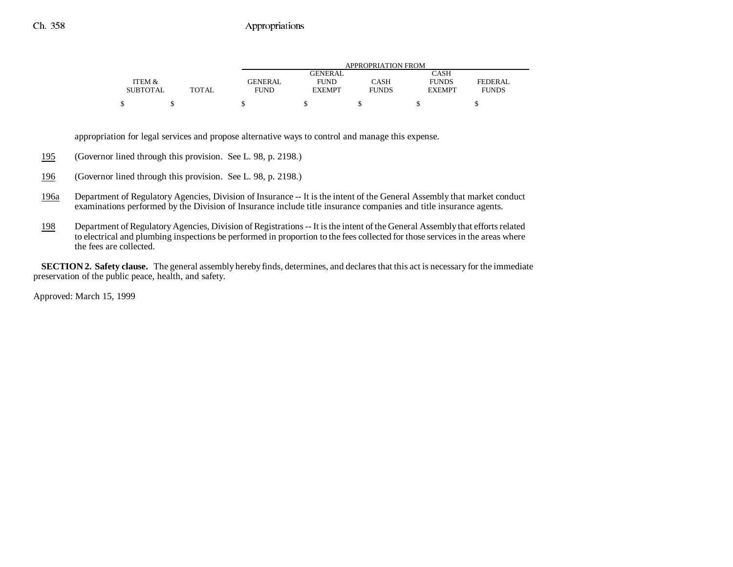| ITEM & SUBTOTAL | TOTAL | APPROPRIATION FROM GENERAL FUND | GENERAL FUND EXEMPT | CASH FUNDS | CASH FUNDS EXEMPT | FEDERAL FUNDS |
|---|---|---|---|---|---|---|
| $ | $ | $ | $ | $ | $ | $ |

appropriation for legal services and propose alternative ways to control and manage this expense.

195 (Governor lined through this provision. See L. 98, p. 2198.)

196 (Governor lined through this provision. See L. 98, p. 2198.)

196a Department of Regulatory Agencies, Division of Insurance -- It is the intent of the General Assembly that market conduct examinations performed by the Division of Insurance include title insurance companies and title insurance agents.

198 Department of Regulatory Agencies, Division of Registrations -- It is the intent of the General Assembly that efforts related to electrical and plumbing inspections be performed in proportion to the fees collected for those services in the areas where the fees are collected.

**SECTION 2. Safety clause.** The general assembly hereby finds, determines, and declares that this act is necessary for the immediate preservation of the public peace, health, and safety.

Approved: March 15, 1999